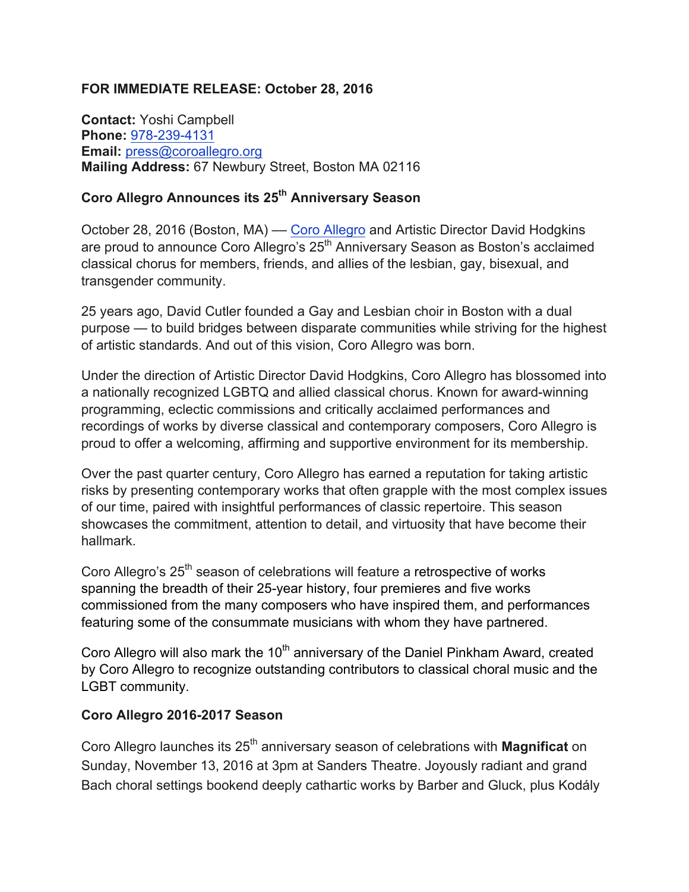**FOR IMMEDIATE RELEASE: October 28, 2016**

**Contact:** Yoshi Campbell
**Phone:** 978-239-4131
**Email:** press@coroallegro.org
**Mailing Address:** 67 Newbury Street, Boston MA 02116

**Coro Allegro Announces its 25th Anniversary Season**

October 28, 2016 (Boston, MA) — Coro Allegro and Artistic Director David Hodgkins are proud to announce Coro Allegro's 25th Anniversary Season as Boston's acclaimed classical chorus for members, friends, and allies of the lesbian, gay, bisexual, and transgender community.

25 years ago, David Cutler founded a Gay and Lesbian choir in Boston with a dual purpose — to build bridges between disparate communities while striving for the highest of artistic standards. And out of this vision, Coro Allegro was born.

Under the direction of Artistic Director David Hodgkins, Coro Allegro has blossomed into a nationally recognized LGBTQ and allied classical chorus. Known for award-winning programming, eclectic commissions and critically acclaimed performances and recordings of works by diverse classical and contemporary composers, Coro Allegro is proud to offer a welcoming, affirming and supportive environment for its membership.

Over the past quarter century, Coro Allegro has earned a reputation for taking artistic risks by presenting contemporary works that often grapple with the most complex issues of our time, paired with insightful performances of classic repertoire. This season showcases the commitment, attention to detail, and virtuosity that have become their hallmark.

Coro Allegro's 25th season of celebrations will feature a retrospective of works spanning the breadth of their 25-year history, four premieres and five works commissioned from the many composers who have inspired them, and performances featuring some of the consummate musicians with whom they have partnered.

Coro Allegro will also mark the 10th anniversary of the Daniel Pinkham Award, created by Coro Allegro to recognize outstanding contributors to classical choral music and the LGBT community.

**Coro Allegro 2016-2017 Season**

Coro Allegro launches its 25th anniversary season of celebrations with **Magnificat** on Sunday, November 13, 2016 at 3pm at Sanders Theatre. Joyously radiant and grand Bach choral settings bookend deeply cathartic works by Barber and Gluck, plus Kodály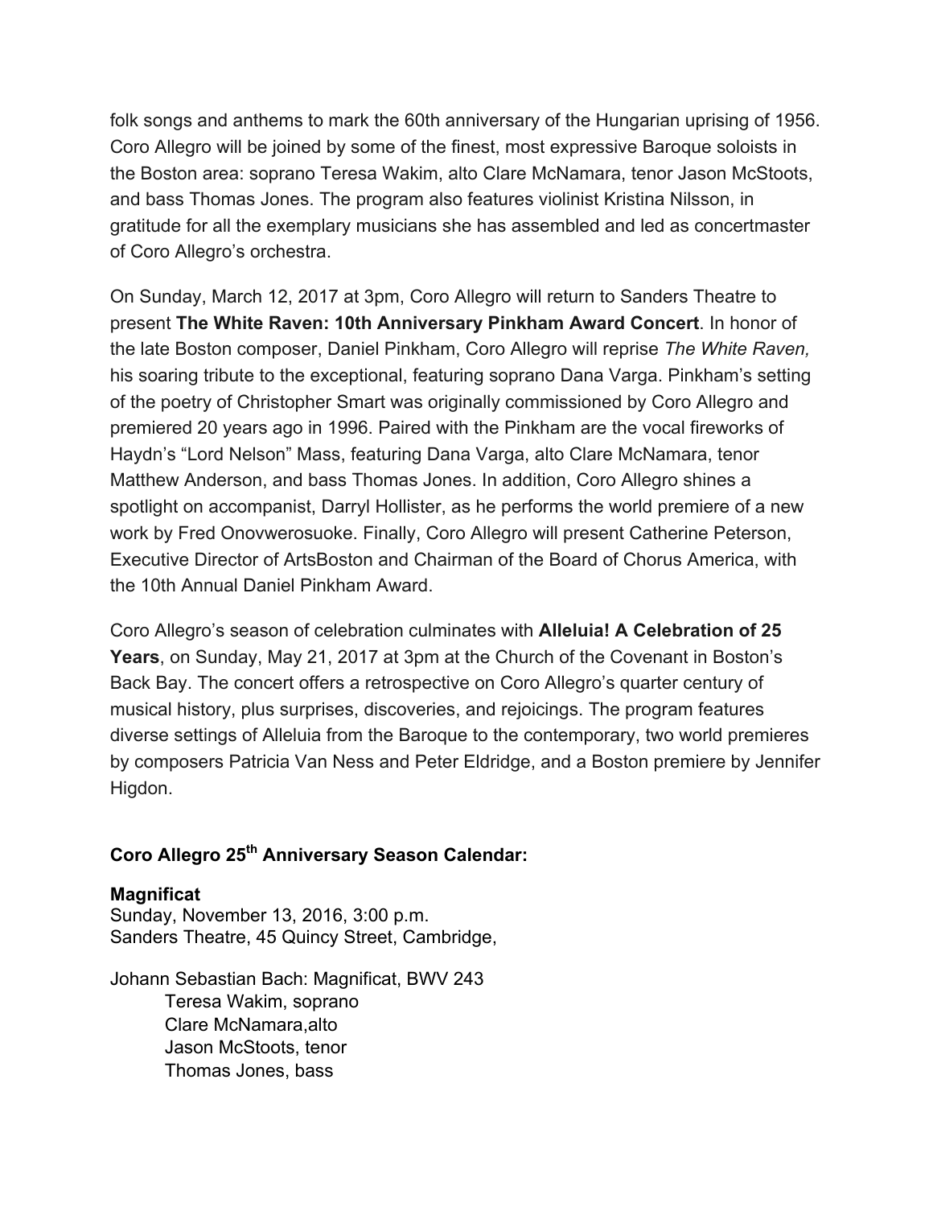folk songs and anthems to mark the 60th anniversary of the Hungarian uprising of 1956. Coro Allegro will be joined by some of the finest, most expressive Baroque soloists in the Boston area: soprano Teresa Wakim, alto Clare McNamara, tenor Jason McStoots, and bass Thomas Jones. The program also features violinist Kristina Nilsson, in gratitude for all the exemplary musicians she has assembled and led as concertmaster of Coro Allegro's orchestra.

On Sunday, March 12, 2017 at 3pm, Coro Allegro will return to Sanders Theatre to present **The White Raven: 10th Anniversary Pinkham Award Concert**. In honor of the late Boston composer, Daniel Pinkham, Coro Allegro will reprise *The White Raven,* his soaring tribute to the exceptional, featuring soprano Dana Varga. Pinkham's setting of the poetry of Christopher Smart was originally commissioned by Coro Allegro and premiered 20 years ago in 1996. Paired with the Pinkham are the vocal fireworks of Haydn's "Lord Nelson" Mass, featuring Dana Varga, alto Clare McNamara, tenor Matthew Anderson, and bass Thomas Jones. In addition, Coro Allegro shines a spotlight on accompanist, Darryl Hollister, as he performs the world premiere of a new work by Fred Onovwerosuoke. Finally, Coro Allegro will present Catherine Peterson, Executive Director of ArtsBoston and Chairman of the Board of Chorus America, with the 10th Annual Daniel Pinkham Award.

Coro Allegro's season of celebration culminates with **Alleluia! A Celebration of 25 Years**, on Sunday, May 21, 2017 at 3pm at the Church of the Covenant in Boston's Back Bay. The concert offers a retrospective on Coro Allegro's quarter century of musical history, plus surprises, discoveries, and rejoicings. The program features diverse settings of Alleluia from the Baroque to the contemporary, two world premieres by composers Patricia Van Ness and Peter Eldridge, and a Boston premiere by Jennifer Higdon.

**Coro Allegro 25th Anniversary Season Calendar:**

**Magnificat**
Sunday, November 13, 2016, 3:00 p.m.
Sanders Theatre, 45 Quincy Street, Cambridge,

Johann Sebastian Bach: Magnificat, BWV 243
  Teresa Wakim, soprano
  Clare McNamara,alto
  Jason McStoots, tenor
  Thomas Jones, bass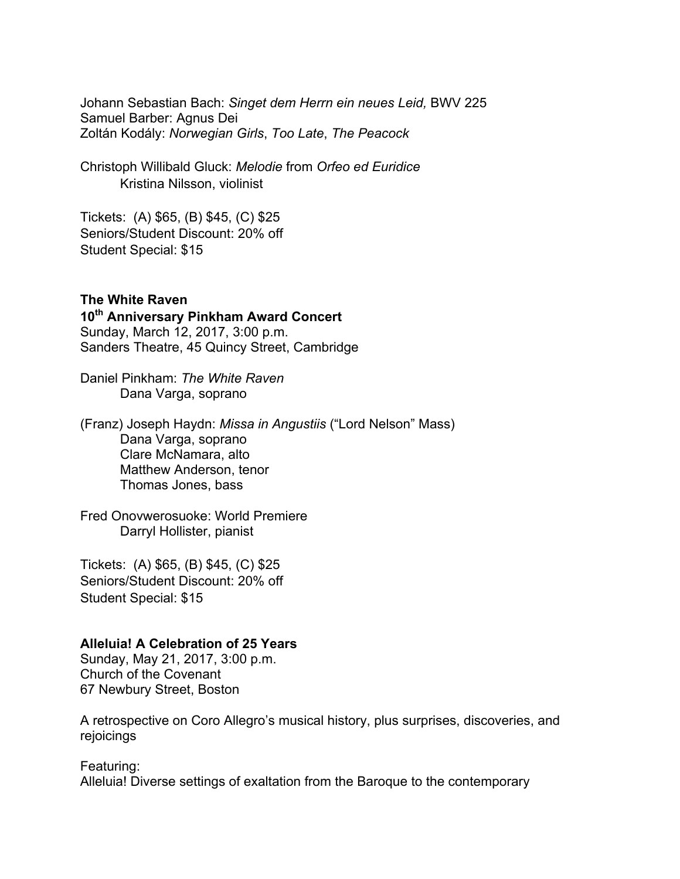Johann Sebastian Bach: *Singet dem Herrn ein neues Leid,* BWV 225
Samuel Barber: Agnus Dei
Zoltán Kodály: *Norwegian Girls*, *Too Late*, *The Peacock*

Christoph Willibald Gluck: *Melodie* from *Orfeo ed Euridice*
Kristina Nilsson, violinist

Tickets: (A) $65, (B) $45, (C) $25
Seniors/Student Discount: 20% off
Student Special: $15

**The White Raven**
**10th Anniversary Pinkham Award Concert**
Sunday, March 12, 2017, 3:00 p.m.
Sanders Theatre, 45 Quincy Street, Cambridge

Daniel Pinkham: *The White Raven*
Dana Varga, soprano

(Franz) Joseph Haydn: *Missa in Angustiis* ("Lord Nelson" Mass)
Dana Varga, soprano
Clare McNamara, alto
Matthew Anderson, tenor
Thomas Jones, bass

Fred Onovwerosuoke: World Premiere
Darryl Hollister, pianist

Tickets: (A) $65, (B) $45, (C) $25
Seniors/Student Discount: 20% off
Student Special: $15

**Alleluia! A Celebration of 25 Years**
Sunday, May 21, 2017, 3:00 p.m.
Church of the Covenant
67 Newbury Street, Boston

A retrospective on Coro Allegro's musical history, plus surprises, discoveries, and rejoicings

Featuring:
Alleluia! Diverse settings of exaltation from the Baroque to the contemporary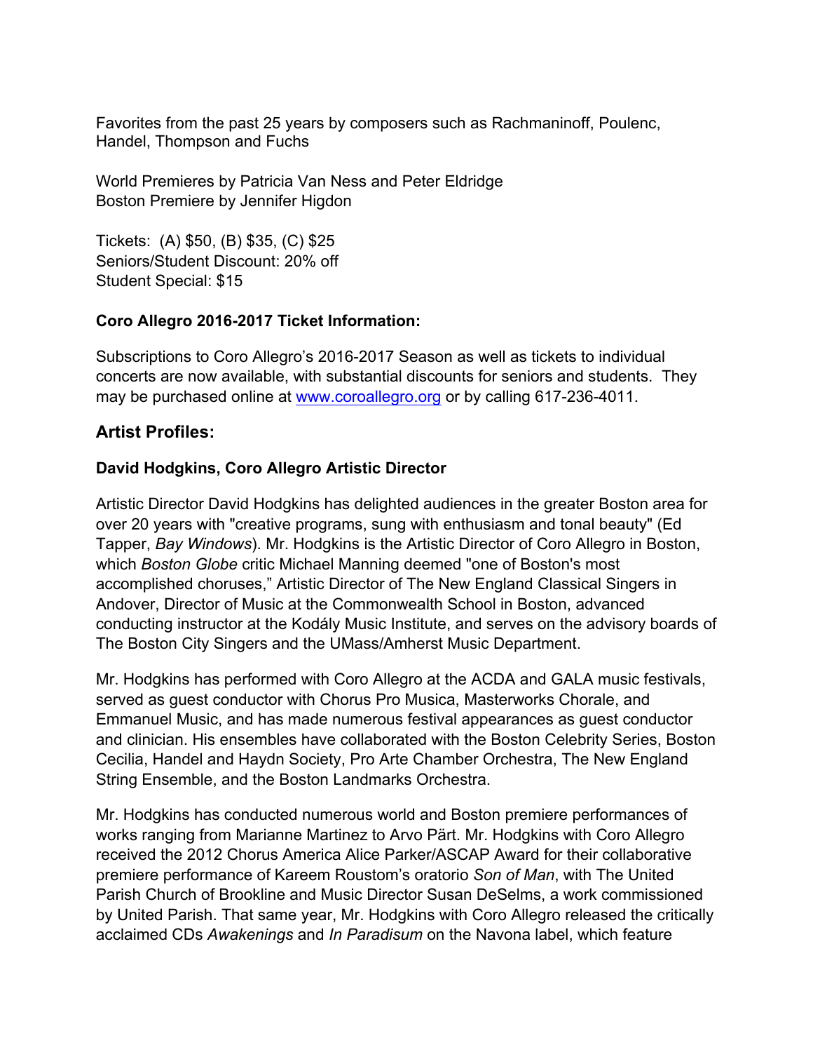Favorites from the past 25 years by composers such as Rachmaninoff, Poulenc, Handel, Thompson and Fuchs

World Premieres by Patricia Van Ness and Peter Eldridge
Boston Premiere by Jennifer Higdon

Tickets: (A) $50, (B) $35, (C) $25
Seniors/Student Discount: 20% off
Student Special: $15

**Coro Allegro 2016-2017 Ticket Information:**

Subscriptions to Coro Allegro's 2016-2017 Season as well as tickets to individual concerts are now available, with substantial discounts for seniors and students. They may be purchased online at [www.coroallegro.org](www.coroallegro.org) or by calling 617-236-4011.

## Artist Profiles:

### David Hodgkins, Coro Allegro Artistic Director

Artistic Director David Hodgkins has delighted audiences in the greater Boston area for over 20 years with "creative programs, sung with enthusiasm and tonal beauty" (Ed Tapper, *Bay Windows*). Mr. Hodgkins is the Artistic Director of Coro Allegro in Boston, which *Boston Globe* critic Michael Manning deemed "one of Boston's most accomplished choruses," Artistic Director of The New England Classical Singers in Andover, Director of Music at the Commonwealth School in Boston, advanced conducting instructor at the Kodály Music Institute, and serves on the advisory boards of The Boston City Singers and the UMass/Amherst Music Department.

Mr. Hodgkins has performed with Coro Allegro at the ACDA and GALA music festivals, served as guest conductor with Chorus Pro Musica, Masterworks Chorale, and Emmanuel Music, and has made numerous festival appearances as guest conductor and clinician. His ensembles have collaborated with the Boston Celebrity Series, Boston Cecilia, Handel and Haydn Society, Pro Arte Chamber Orchestra, The New England String Ensemble, and the Boston Landmarks Orchestra.

Mr. Hodgkins has conducted numerous world and Boston premiere performances of works ranging from Marianne Martinez to Arvo Pärt. Mr. Hodgkins with Coro Allegro received the 2012 Chorus America Alice Parker/ASCAP Award for their collaborative premiere performance of Kareem Roustom's oratorio *Son of Man*, with The United Parish Church of Brookline and Music Director Susan DeSelms, a work commissioned by United Parish. That same year, Mr. Hodgkins with Coro Allegro released the critically acclaimed CDs *Awakenings* and *In Paradisum* on the Navona label, which feature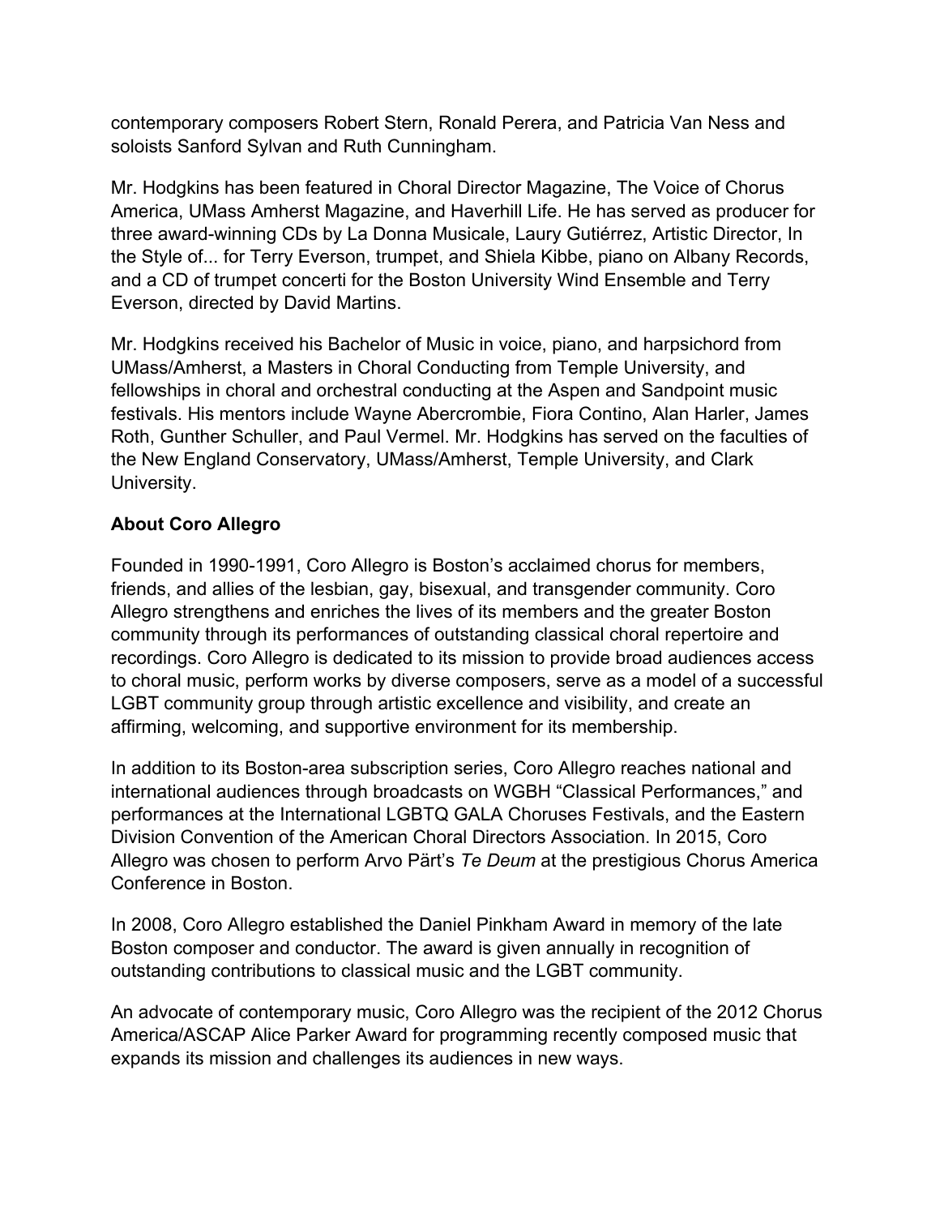contemporary composers Robert Stern, Ronald Perera, and Patricia Van Ness and soloists Sanford Sylvan and Ruth Cunningham.

Mr. Hodgkins has been featured in Choral Director Magazine, The Voice of Chorus America, UMass Amherst Magazine, and Haverhill Life. He has served as producer for three award-winning CDs by La Donna Musicale, Laury Gutiérrez, Artistic Director, In the Style of... for Terry Everson, trumpet, and Shiela Kibbe, piano on Albany Records, and a CD of trumpet concerti for the Boston University Wind Ensemble and Terry Everson, directed by David Martins.

Mr. Hodgkins received his Bachelor of Music in voice, piano, and harpsichord from UMass/Amherst, a Masters in Choral Conducting from Temple University, and fellowships in choral and orchestral conducting at the Aspen and Sandpoint music festivals. His mentors include Wayne Abercrombie, Fiora Contino, Alan Harler, James Roth, Gunther Schuller, and Paul Vermel. Mr. Hodgkins has served on the faculties of the New England Conservatory, UMass/Amherst, Temple University, and Clark University.

**About Coro Allegro**

Founded in 1990-1991, Coro Allegro is Boston's acclaimed chorus for members, friends, and allies of the lesbian, gay, bisexual, and transgender community. Coro Allegro strengthens and enriches the lives of its members and the greater Boston community through its performances of outstanding classical choral repertoire and recordings. Coro Allegro is dedicated to its mission to provide broad audiences access to choral music, perform works by diverse composers, serve as a model of a successful LGBT community group through artistic excellence and visibility, and create an affirming, welcoming, and supportive environment for its membership.

In addition to its Boston-area subscription series, Coro Allegro reaches national and international audiences through broadcasts on WGBH "Classical Performances," and performances at the International LGBTQ GALA Choruses Festivals, and the Eastern Division Convention of the American Choral Directors Association. In 2015, Coro Allegro was chosen to perform Arvo Pärt's *Te Deum* at the prestigious Chorus America Conference in Boston.

In 2008, Coro Allegro established the Daniel Pinkham Award in memory of the late Boston composer and conductor. The award is given annually in recognition of outstanding contributions to classical music and the LGBT community.

An advocate of contemporary music, Coro Allegro was the recipient of the 2012 Chorus America/ASCAP Alice Parker Award for programming recently composed music that expands its mission and challenges its audiences in new ways.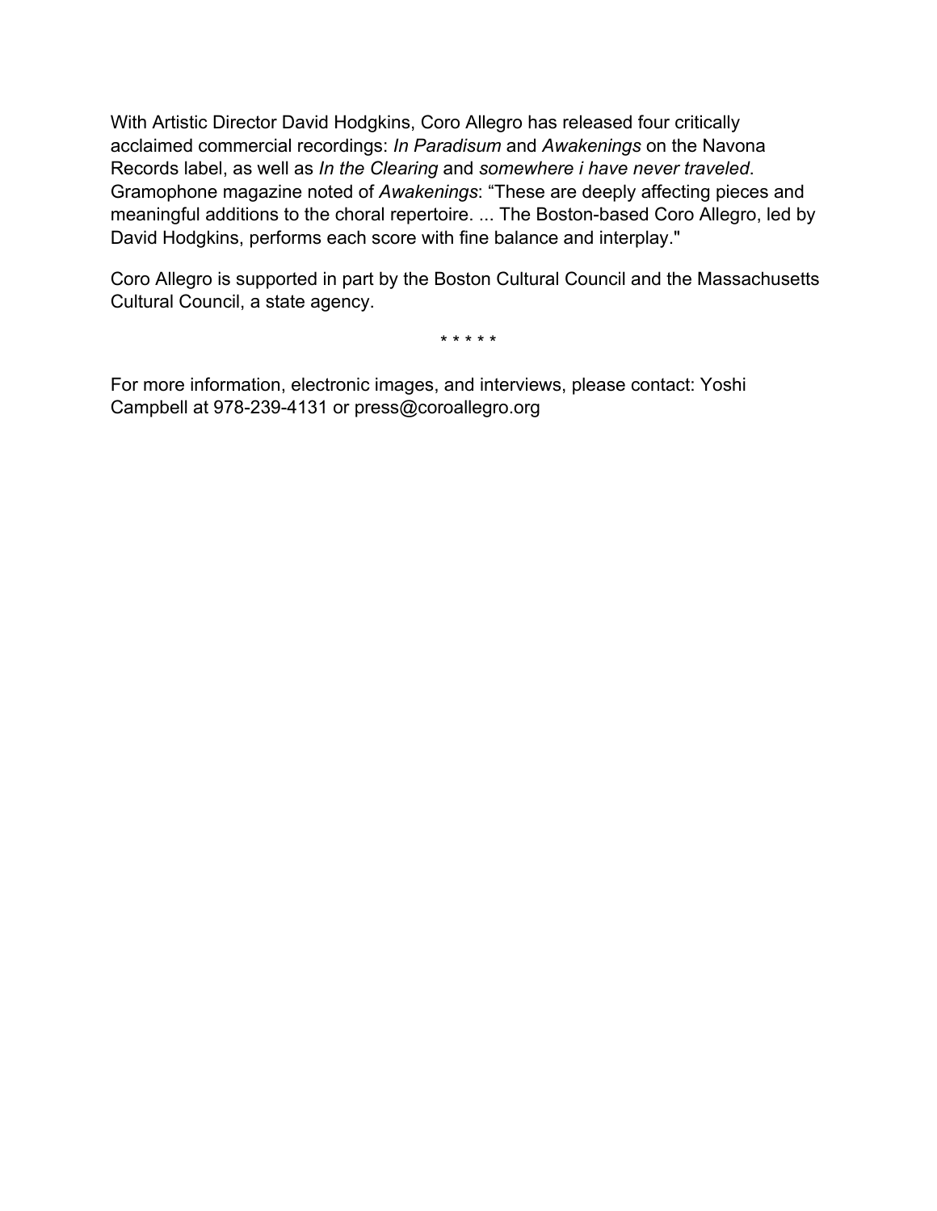With Artistic Director David Hodgkins, Coro Allegro has released four critically acclaimed commercial recordings: *In Paradisum* and *Awakenings* on the Navona Records label, as well as *In the Clearing* and *somewhere i have never traveled*. Gramophone magazine noted of *Awakenings*: "These are deeply affecting pieces and meaningful additions to the choral repertoire. ... The Boston-based Coro Allegro, led by David Hodgkins, performs each score with fine balance and interplay."

Coro Allegro is supported in part by the Boston Cultural Council and the Massachusetts Cultural Council, a state agency.

\* \* \* \* \*

For more information, electronic images, and interviews, please contact: Yoshi Campbell at 978-239-4131 or press@coroallegro.org